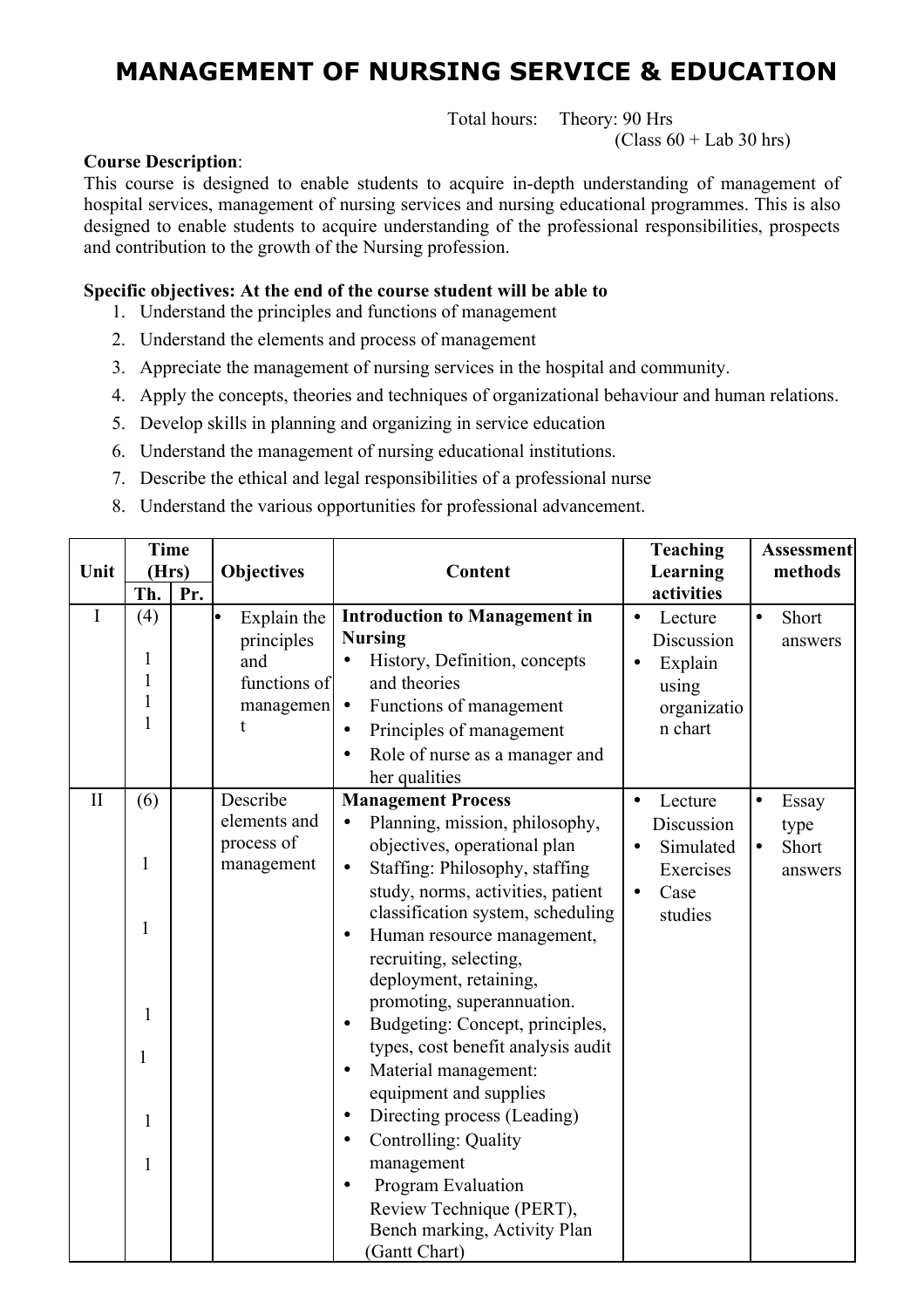# MANAGEMENT OF NURSING SERVICE & EDUCATION

Total hours: Theory: 90 Hrs (Class 60 + Lab 30 hrs)

**Course Description**:
This course is designed to enable students to acquire in-depth understanding of management of hospital services, management of nursing services and nursing educational programmes. This is also designed to enable students to acquire understanding of the professional responsibilities, prospects and contribution to the growth of the Nursing profession.

**Specific objectives: At the end of the course student will be able to**

1. Understand the principles and functions of management
2. Understand the elements and process of management
3. Appreciate the management of nursing services in the hospital and community.
4. Apply the concepts, theories and techniques of organizational behaviour and human relations.
5. Develop skills in planning and organizing in service education
6. Understand the management of nursing educational institutions.
7. Describe the ethical and legal responsibilities of a professional nurse
8. Understand the various opportunities for professional advancement.

| Unit | Time (Hrs) | | Objectives | Content | Teaching Learning activities | Assessment methods |
|---|---|---|---|---|---|---|
| | Th. | Pr. | | | | |
| I | (4)<br><br>1<br>1<br>1<br>1 | | • Explain the principles and functions of management | **Introduction to Management in Nursing**<br>• History, Definition, concepts and theories<br>• Functions of management<br>• Principles of management<br>• Role of nurse as a manager and her qualities | • Lecture Discussion<br>• Explain using organization chart | • Short answers |
| II | (6)<br><br>1<br><br>1<br><br>1<br>1<br><br>1<br>1 | | Describe elements and process of management | **Management Process**<br>• Planning, mission, philosophy, objectives, operational plan<br>• Staffing: Philosophy, staffing study, norms, activities, patient classification system, scheduling<br>• Human resource management, recruiting, selecting, deployment, retaining, promoting, superannuation.<br>• Budgeting: Concept, principles, types, cost benefit analysis audit<br>• Material management: equipment and supplies<br>• Directing process (Leading)<br>• Controlling: Quality management<br>• Program Evaluation Review Technique (PERT), Bench marking, Activity Plan (Gantt Chart) | • Lecture Discussion<br>• Simulated Exercises<br>• Case studies | • Essay type<br>• Short answers |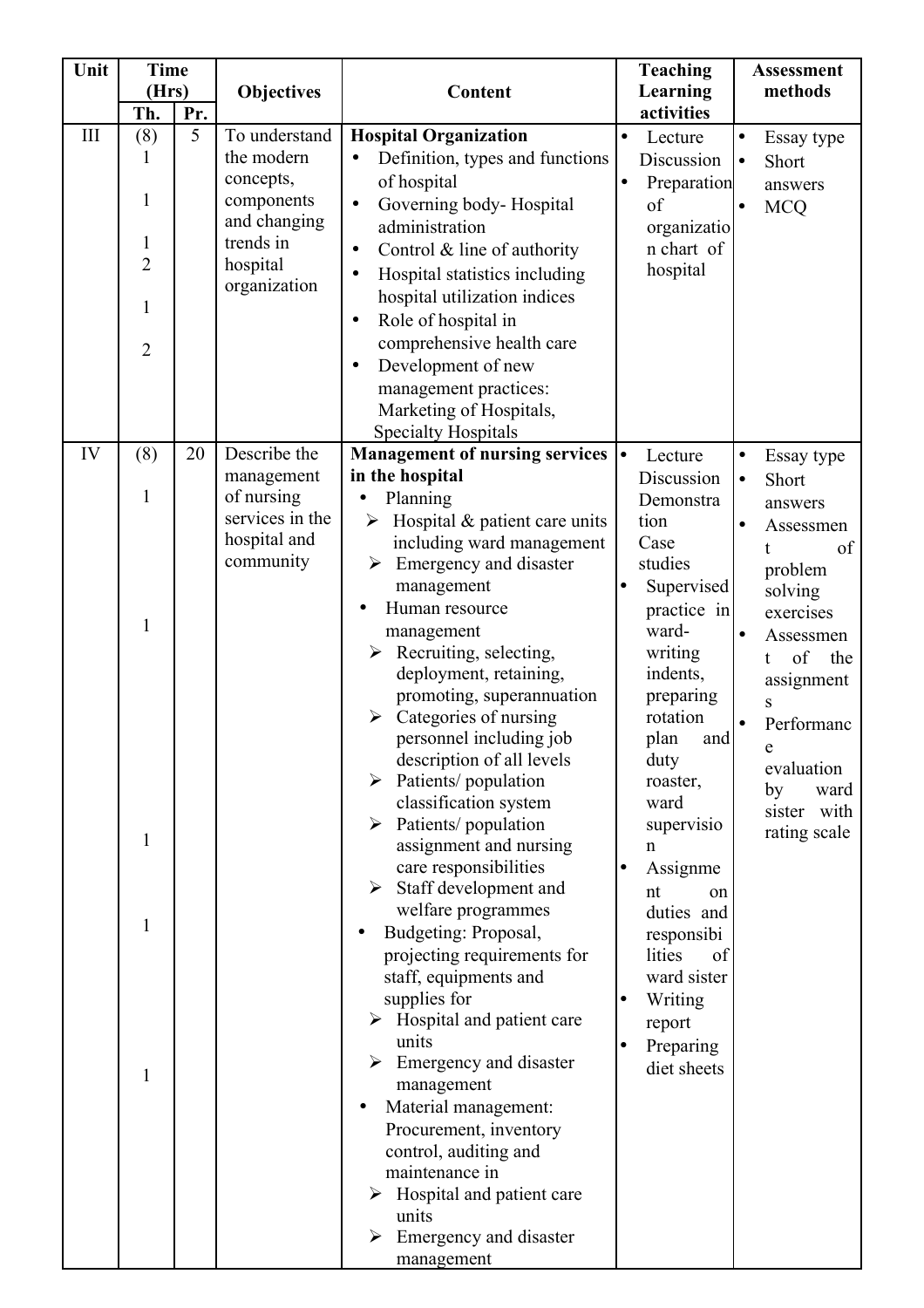| Unit | Time (Hrs) | | Objectives | Content | Teaching Learning activities | Assessment methods |
|---|---|---|---|---|---|---|
| | Th. | Pr. | | | | |
| III | (8)<br>1<br><br>1<br><br>1<br>2<br><br>1<br><br>2 | 5 | To understand the modern concepts, components and changing trends in hospital organization | **Hospital Organization**<br>• Definition, types and functions of hospital<br>• Governing body- Hospital administration<br>• Control & line of authority<br>• Hospital statistics including hospital utilization indices<br>• Role of hospital in comprehensive health care<br>• Development of new management practices: Marketing of Hospitals, Specialty Hospitals | • Lecture Discussion<br>• Preparation of organization chart of hospital | • Essay type<br>• Short answers<br>• MCQ |
| IV | (8)<br><br>1<br><br>1<br><br>1<br><br>1<br><br>1 | 20 | Describe the management of nursing services in the hospital and community | **Management of nursing services in the hospital**<br>• Planning<br>➢ Hospital & patient care units including ward management<br>➢ Emergency and disaster management<br>• Human resource management<br>➢ Recruiting, selecting, deployment, retaining, promoting, superannuation<br>➢ Categories of nursing personnel including job description of all levels<br>➢ Patients/ population classification system<br>➢ Patients/ population assignment and nursing care responsibilities<br>➢ Staff development and welfare programmes<br>• Budgeting: Proposal, projecting requirements for staff, equipments and supplies for<br>➢ Hospital and patient care units<br>➢ Emergency and disaster management<br>• Material management: Procurement, inventory control, auditing and maintenance in<br>➢ Hospital and patient care units<br>➢ Emergency and disaster management | • Lecture Discussion Demonstration Case studies<br>• Supervised practice in ward- writing indents, preparing rotation plan and duty roaster, ward supervision<br>• Assignment on duties and responsibilities of ward sister<br>• Writing report<br>• Preparing diet sheets | • Essay type<br>• Short answers<br>• Assessment of problem solving exercises<br>• Assessment of the assignments<br>• Performance evaluation by ward sister with rating scale |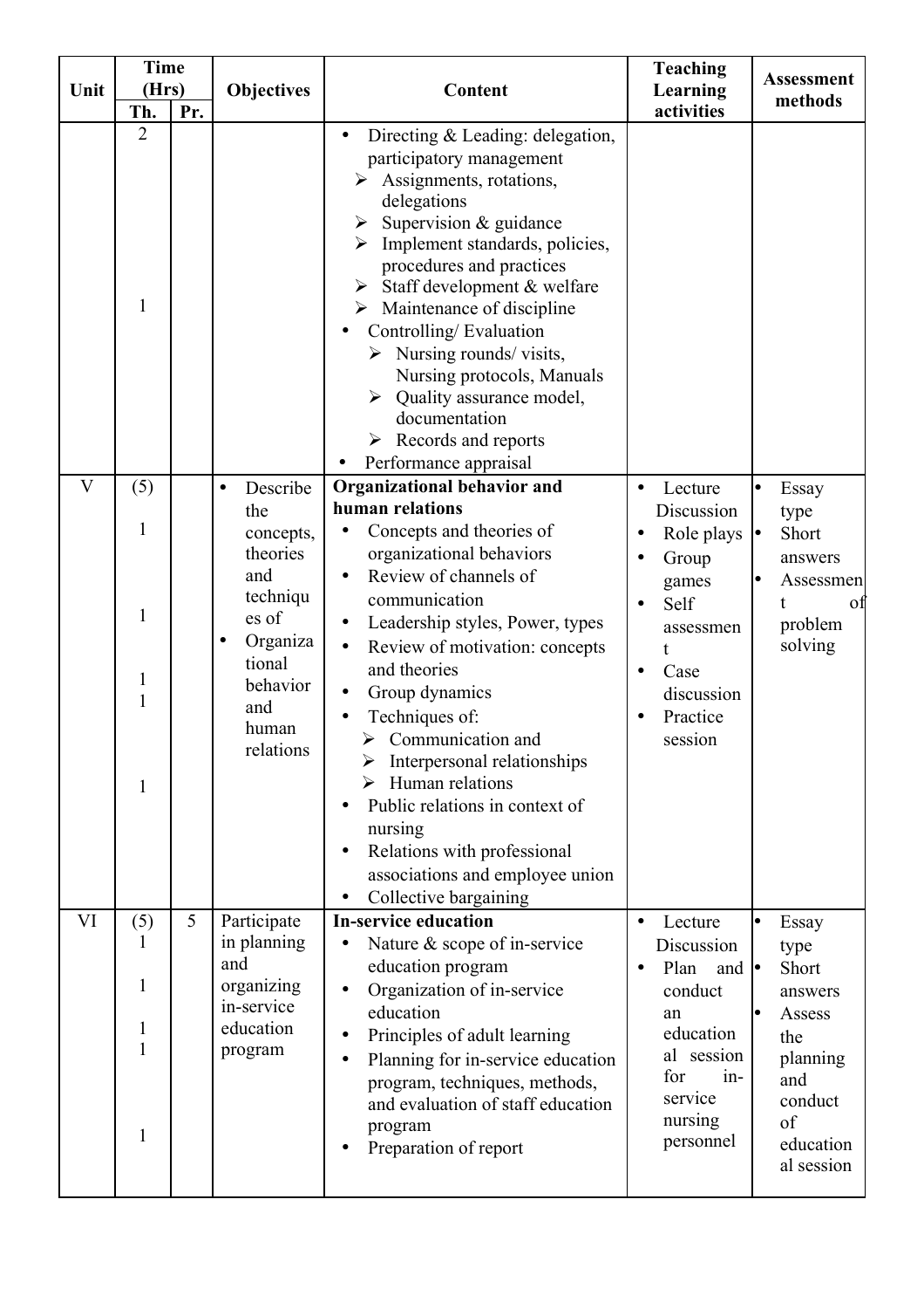| Unit | Time (Hrs) | | Objectives | Content | Teaching Learning activities | Assessment methods |
|---|---|---|---|---|---|---|
| | Th. | Pr. | | | | |
| | 2<br><br><br><br><br>1 | | | • Directing & Leading: delegation, participatory management<br>➢ Assignments, rotations, delegations<br>➢ Supervision & guidance<br>➢ Implement standards, policies, procedures and practices<br>➢ Staff development & welfare<br>➢ Maintenance of discipline<br>• Controlling/ Evaluation<br>➢ Nursing rounds/ visits, Nursing protocols, Manuals<br>➢ Quality assurance model, documentation<br>➢ Records and reports<br>• Performance appraisal | | |
| V | (5)<br>1<br><br>1<br><br>1<br>1<br><br>1 | | • Describe the concepts, theories and techniques of<br>• Organizational behavior and human relations | **Organizational behavior and human relations**<br>• Concepts and theories of organizational behaviors<br>• Review of channels of communication<br>• Leadership styles, Power, types<br>• Review of motivation: concepts and theories<br>• Group dynamics<br>• Techniques of:<br>➢ Communication and<br>➢ Interpersonal relationships<br>➢ Human relations<br>• Public relations in context of nursing<br>• Relations with professional associations and employee union<br>• Collective bargaining | • Lecture Discussion<br>• Role plays<br>• Group games<br>• Self assessment<br>• Case discussion<br>• Practice session | • Essay type<br>• Short answers<br>• Assessment of problem solving |
| VI | (5)<br>1<br><br>1<br><br>1<br>1<br><br>1 | 5 | Participate in planning and organizing in-service education program | **In-service education**<br>• Nature & scope of in-service education program<br>• Organization of in-service education<br>• Principles of adult learning<br>• Planning for in-service education program, techniques, methods, and evaluation of staff education program<br>• Preparation of report | • Lecture Discussion<br>• Plan and conduct an educational session for in-service nursing personnel | • Essay type<br>• Short answers<br>• Assess the planning and conduct of educational session |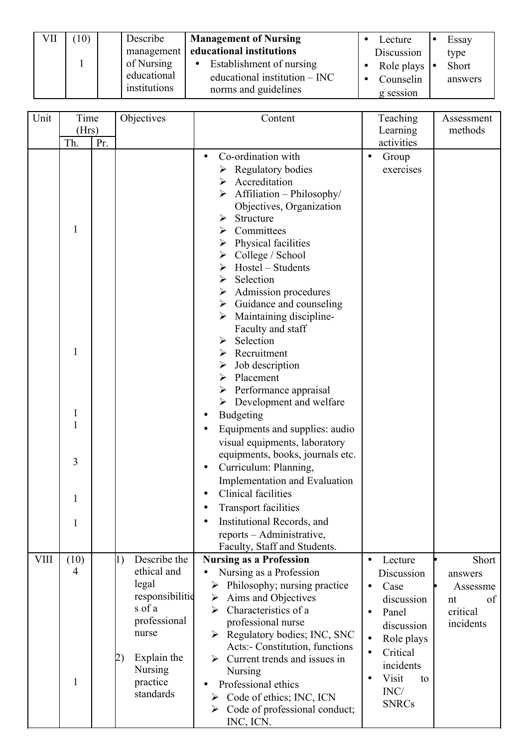| Unit | Time (Hrs) | | Objectives | Content | Teaching Learning activities | Assessment methods |
|---|---|---|---|---|---|---|
| | Th. | Pr. | | | | |
| VII | (10)<br>1 | | Describe management of Nursing educational institutions | **Management of Nursing educational institutions**<br>• Establishment of nursing educational institution – INC norms and guidelines | • Lecture Discussion<br>• Role plays<br>• Counselin g session | • Essay type<br>• Short answers |
| | 1<br><br>1<br><br>1<br>1<br>3<br>1<br>1 | | | • Co-ordination with<br>➢ Regulatory bodies<br>➢ Accreditation<br>➢ Affiliation – Philosophy/ Objectives, Organization<br>➢ Structure<br>➢ Committees<br>➢ Physical facilities<br>➢ College / School<br>➢ Hostel – Students<br>➢ Selection<br>➢ Admission procedures<br>➢ Guidance and counseling<br>➢ Maintaining discipline- Faculty and staff<br>➢ Selection<br>➢ Recruitment<br>➢ Job description<br>➢ Placement<br>➢ Performance appraisal<br>➢ Development and welfare<br>• Budgeting<br>• Equipments and supplies: audio visual equipments, laboratory equipments, books, journals etc.<br>• Curriculum: Planning, Implementation and Evaluation<br>• Clinical facilities<br>• Transport facilities<br>• Institutional Records, and reports – Administrative, Faculty, Staff and Students. | • Group exercises | |
| VIII | (10)<br>4<br><br>1 | | 1) Describe the ethical and legal responsibilities of a professional nurse<br><br>2) Explain the Nursing practice standards | **Nursing as a Profession**<br>• Nursing as a Profession<br>➢ Philosophy; nursing practice<br>➢ Aims and Objectives<br>➢ Characteristics of a professional nurse<br>➢ Regulatory bodies; INC, SNC Acts:- Constitution, functions<br>➢ Current trends and issues in Nursing<br>• Professional ethics<br>➢ Code of ethics; INC, ICN<br>➢ Code of professional conduct; INC, ICN. | • Lecture Discussion<br>• Case discussion<br>• Panel discussion<br>• Role plays<br>• Critical incidents<br>• Visit to INC/ SNRCs | • Short answers<br>• Assessment of critical incidents |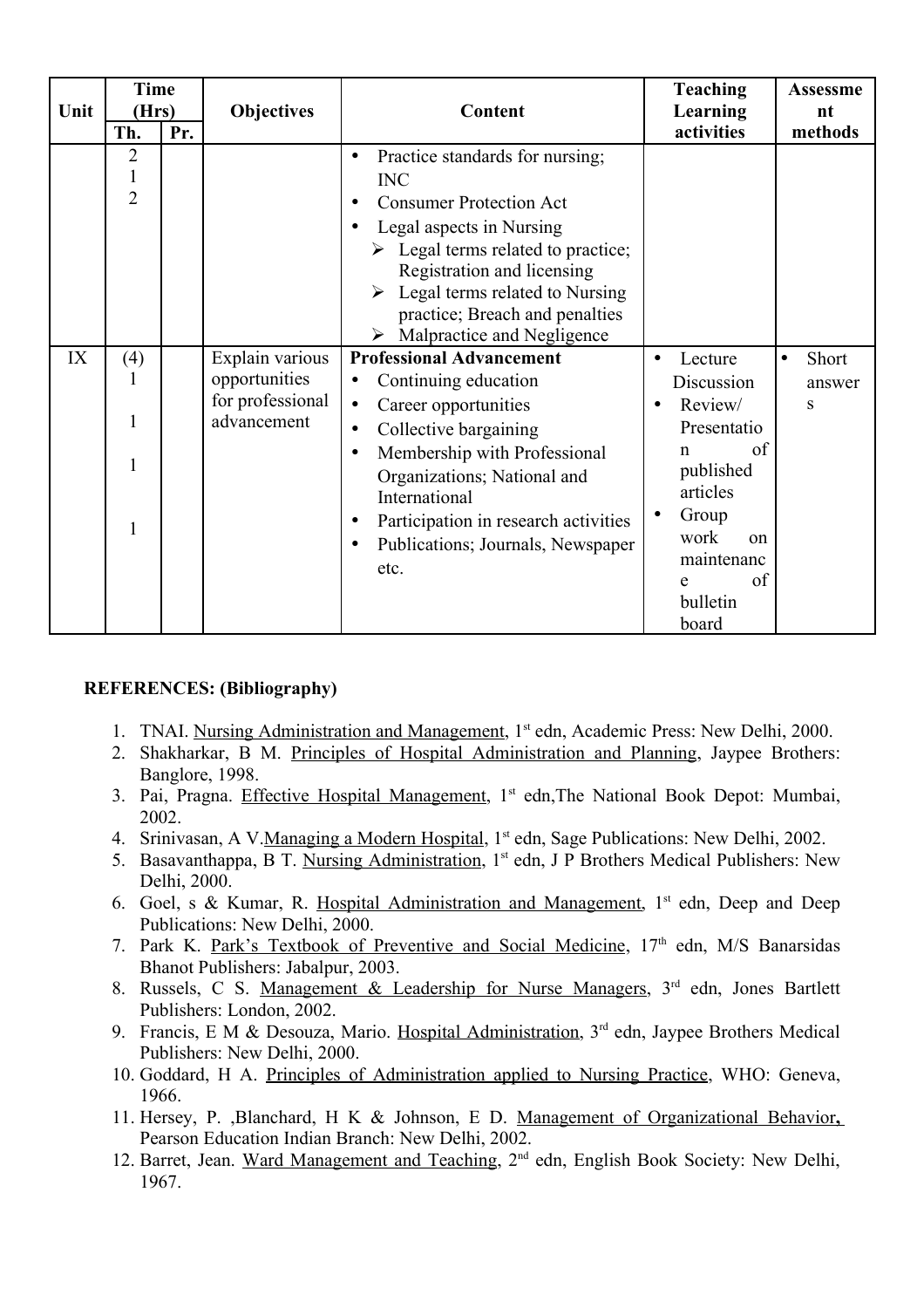| Unit | Time (Hrs) | | Objectives | Content | Teaching Learning activities | Assessment methods |
|---|---|---|---|---|---|---|
| | Th. | Pr. | | | | |
| | 2<br>1<br>2 | | | • Practice standards for nursing; INC<br>• Consumer Protection Act<br>• Legal aspects in Nursing<br>➢ Legal terms related to practice; Registration and licensing<br>➢ Legal terms related to Nursing practice; Breach and penalties<br>➢ Malpractice and Negligence | | |
| IX | (4)<br>1<br><br>1<br><br>1<br><br>1 | | Explain various opportunities for professional advancement | **Professional Advancement**<br>• Continuing education<br>• Career opportunities<br>• Collective bargaining<br>• Membership with Professional Organizations; National and International<br>• Participation in research activities<br>• Publications; Journals, Newspaper etc. | • Lecture Discussion<br>• Review/ Presentation of published articles<br>• Group work on maintenance of bulletin board | • Short answers |

**REFERENCES: (Bibliography)**

1. TNAI. Nursing Administration and Management, 1st edn, Academic Press: New Delhi, 2000.
2. Shakharkar, B M. Principles of Hospital Administration and Planning, Jaypee Brothers: Banglore, 1998.
3. Pai, Pragna. Effective Hospital Management, 1st edn,The National Book Depot: Mumbai, 2002.
4. Srinivasan, A V.Managing a Modern Hospital, 1st edn, Sage Publications: New Delhi, 2002.
5. Basavanthappa, B T. Nursing Administration, 1st edn, J P Brothers Medical Publishers: New Delhi, 2000.
6. Goel, s & Kumar, R. Hospital Administration and Management, 1st edn, Deep and Deep Publications: New Delhi, 2000.
7. Park K. Park's Textbook of Preventive and Social Medicine, 17th edn, M/S Banarsidas Bhanot Publishers: Jabalpur, 2003.
8. Russels, C S. Management & Leadership for Nurse Managers, 3rd edn, Jones Bartlett Publishers: London, 2002.
9. Francis, E M & Desouza, Mario. Hospital Administration, 3rd edn, Jaypee Brothers Medical Publishers: New Delhi, 2000.
10. Goddard, H A. Principles of Administration applied to Nursing Practice, WHO: Geneva, 1966.
11. Hersey, P. ,Blanchard, H K & Johnson, E D. Management of Organizational Behavior, Pearson Education Indian Branch: New Delhi, 2002.
12. Barret, Jean. Ward Management and Teaching, 2nd edn, English Book Society: New Delhi, 1967.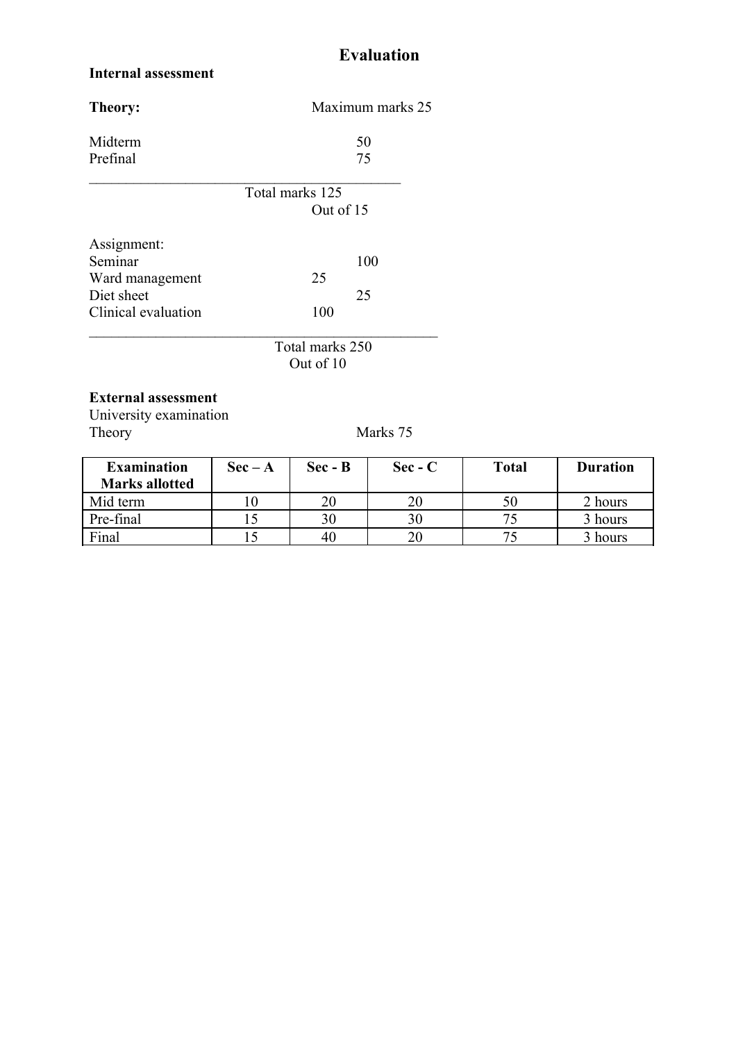# Evaluation

**Internal assessment**

**Theory:** Maximum marks 25

Midterm 50
Prefinal 75

---

Total marks 125
Out of 15

Assignment:
Seminar 100
Ward management 25
Diet sheet 25
Clinical evaluation 100

---

Total marks 250
Out of 10

**External assessment**
University examination
Theory Marks 75

| Examination Marks allotted | Sec – A | Sec - B | Sec - C | Total | Duration |
|---|---|---|---|---|---|
| Mid term | 10 | 20 | 20 | 50 | 2 hours |
| Pre-final | 15 | 30 | 30 | 75 | 3 hours |
| Final | 15 | 40 | 20 | 75 | 3 hours |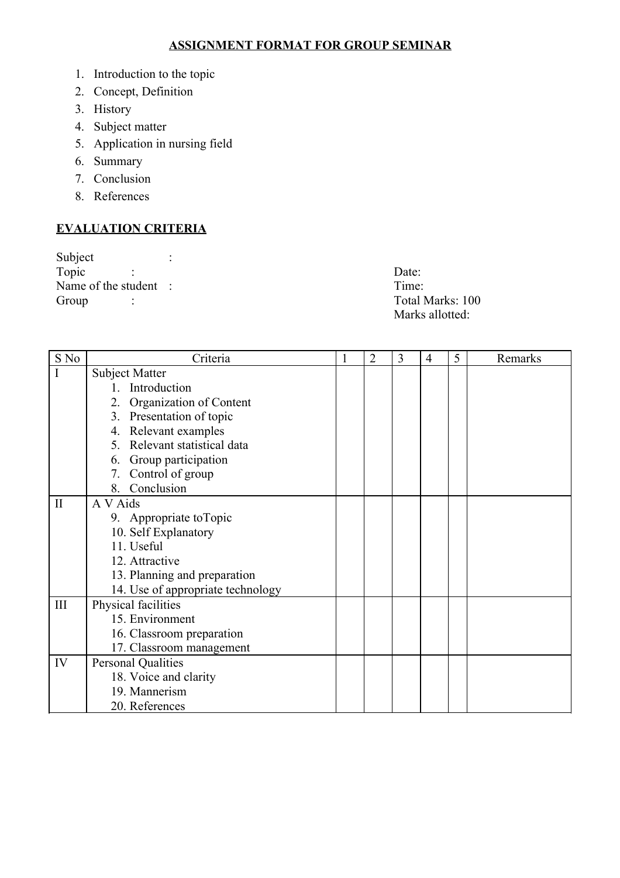## ASSIGNMENT FORMAT FOR GROUP SEMINAR

1. Introduction to the topic
2. Concept, Definition
3. History
4. Subject matter
5. Application in nursing field
6. Summary
7. Conclusion
8. References

## EVALUATION CRITERIA

Subject :
Topic :
Name of the student :
Group :

Date:
Time:
Total Marks: 100
Marks allotted:

| S No | Criteria | 1 | 2 | 3 | 4 | 5 | Remarks |
|---|---|---|---|---|---|---|---|
| I | Subject Matter<br>1. Introduction<br>2. Organization of Content<br>3. Presentation of topic<br>4. Relevant examples<br>5. Relevant statistical data<br>6. Group participation<br>7. Control of group<br>8. Conclusion | | | | | | |
| II | A V Aids<br>9. Appropriate toTopic<br>10. Self Explanatory<br>11. Useful<br>12. Attractive<br>13. Planning and preparation<br>14. Use of appropriate technology | | | | | | |
| III | Physical facilities<br>15. Environment<br>16. Classroom preparation<br>17. Classroom management | | | | | | |
| IV | Personal Qualities<br>18. Voice and clarity<br>19. Mannerism<br>20. References | | | | | | |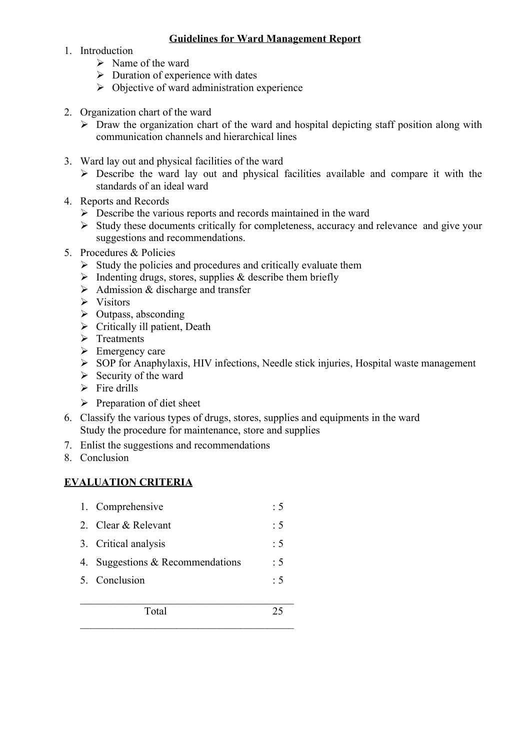## Guidelines for Ward Management Report

1. Introduction
   - Name of the ward
   - Duration of experience with dates
   - Objective of ward administration experience

2. Organization chart of the ward
   - Draw the organization chart of the ward and hospital depicting staff position along with communication channels and hierarchical lines

3. Ward lay out and physical facilities of the ward
   - Describe the ward lay out and physical facilities available and compare it with the standards of an ideal ward

4. Reports and Records
   - Describe the various reports and records maintained in the ward
   - Study these documents critically for completeness, accuracy and relevance and give your suggestions and recommendations.

5. Procedures & Policies
   - Study the policies and procedures and critically evaluate them
   - Indenting drugs, stores, supplies & describe them briefly
   - Admission & discharge and transfer
   - Visitors
   - Outpass, absconding
   - Critically ill patient, Death
   - Treatments
   - Emergency care
   - SOP for Anaphylaxis, HIV infections, Needle stick injuries, Hospital waste management
   - Security of the ward
   - Fire drills
   - Preparation of diet sheet

6. Classify the various types of drugs, stores, supplies and equipments in the ward
   Study the procedure for maintenance, store and supplies

7. Enlist the suggestions and recommendations

8. Conclusion

## EVALUATION CRITERIA

| | | |
|---|---|---|
| 1. | Comprehensive | : 5 |
| 2. | Clear & Relevant | : 5 |
| 3. | Critical analysis | : 5 |
| 4. | Suggestions & Recommendations | : 5 |
| 5. | Conclusion | : 5 |
| | Total | 25 |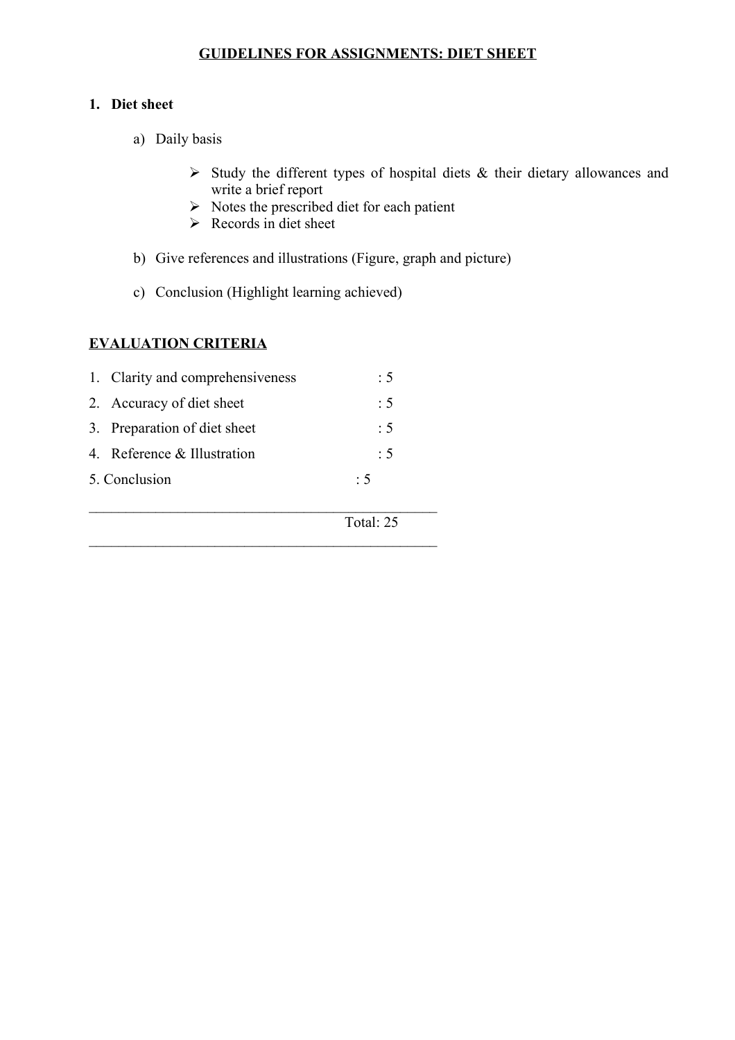## GUIDELINES FOR ASSIGNMENTS: DIET SHEET

**1. Diet sheet**

a) Daily basis

- Study the different types of hospital diets & their dietary allowances and write a brief report
- Notes the prescribed diet for each patient
- Records in diet sheet

b) Give references and illustrations (Figure, graph and picture)

c) Conclusion (Highlight learning achieved)

**EVALUATION CRITERIA**

| | |
|---|---|
| 1. Clarity and comprehensiveness | : 5 |
| 2. Accuracy of diet sheet | : 5 |
| 3. Preparation of diet sheet | : 5 |
| 4. Reference & Illustration | : 5 |
| 5. Conclusion | : 5 |
| Total: | 25 |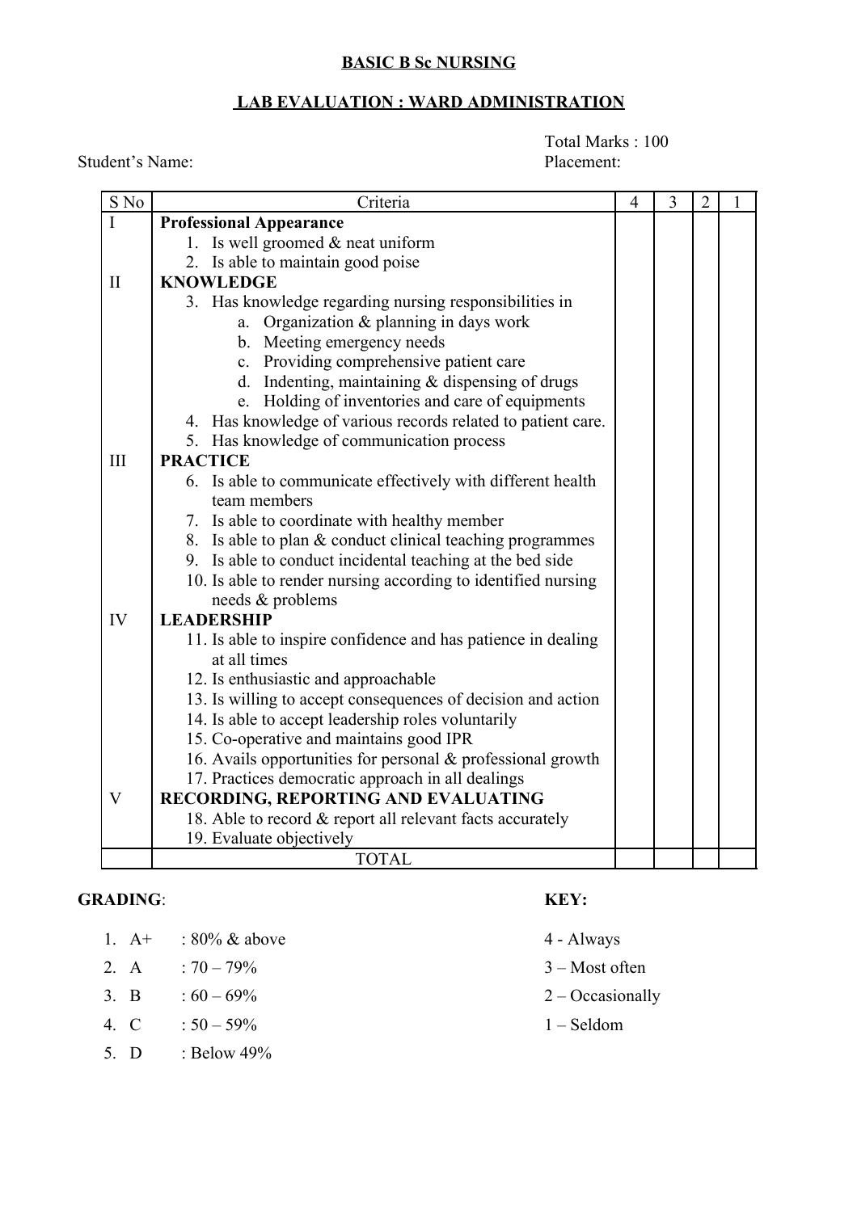**BASIC B Sc NURSING**

**LAB EVALUATION : WARD ADMINISTRATION**

Total Marks : 100

Student's Name: Placement:

| S No | Criteria | 4 | 3 | 2 | 1 |
|---|---|---|---|---|---|
| I | **Professional Appearance** | | | | |
| | 1. Is well groomed & neat uniform | | | | |
| | 2. Is able to maintain good poise | | | | |
| II | **KNOWLEDGE** | | | | |
| | 3. Has knowledge regarding nursing responsibilities in | | | | |
| | a. Organization & planning in days work | | | | |
| | b. Meeting emergency needs | | | | |
| | c. Providing comprehensive patient care | | | | |
| | d. Indenting, maintaining & dispensing of drugs | | | | |
| | e. Holding of inventories and care of equipments | | | | |
| | 4. Has knowledge of various records related to patient care. | | | | |
| | 5. Has knowledge of communication process | | | | |
| III | **PRACTICE** | | | | |
| | 6. Is able to communicate effectively with different health team members | | | | |
| | 7. Is able to coordinate with healthy member | | | | |
| | 8. Is able to plan & conduct clinical teaching programmes | | | | |
| | 9. Is able to conduct incidental teaching at the bed side | | | | |
| | 10. Is able to render nursing according to identified nursing needs & problems | | | | |
| IV | **LEADERSHIP** | | | | |
| | 11. Is able to inspire confidence and has patience in dealing at all times | | | | |
| | 12. Is enthusiastic and approachable | | | | |
| | 13. Is willing to accept consequences of decision and action | | | | |
| | 14. Is able to accept leadership roles voluntarily | | | | |
| | 15. Co-operative and maintains good IPR | | | | |
| | 16. Avails opportunities for personal & professional growth | | | | |
| | 17. Practices democratic approach in all dealings | | | | |
| V | **RECORDING, REPORTING AND EVALUATING** | | | | |
| | 18. Able to record & report all relevant facts accurately | | | | |
| | 19. Evaluate objectively | | | | |
| | TOTAL | | | | |

**GRADING**:

1. A+ : 80% & above
2. A : 70 – 79%
3. B : 60 – 69%
4. C : 50 – 59%
5. D : Below 49%

**KEY:**

4 - Always

3 – Most often

2 – Occasionally

1 – Seldom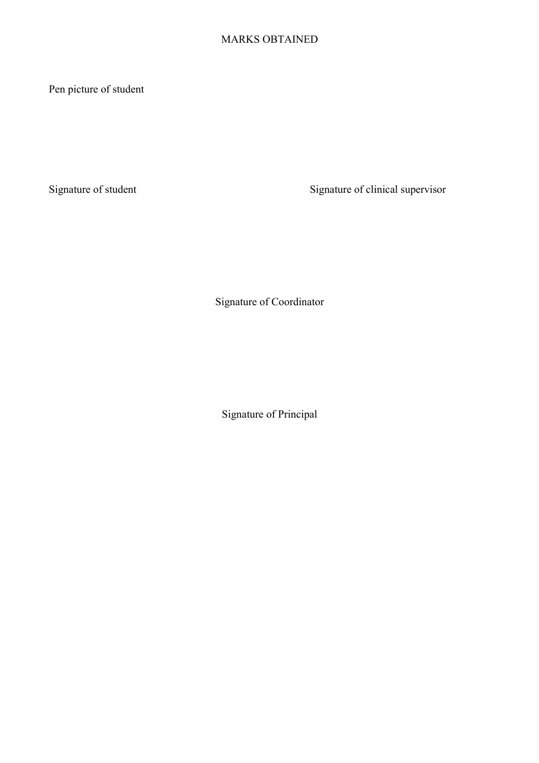MARKS OBTAINED

Pen picture of student

Signature of student

Signature of clinical supervisor

Signature of Coordinator

Signature of Principal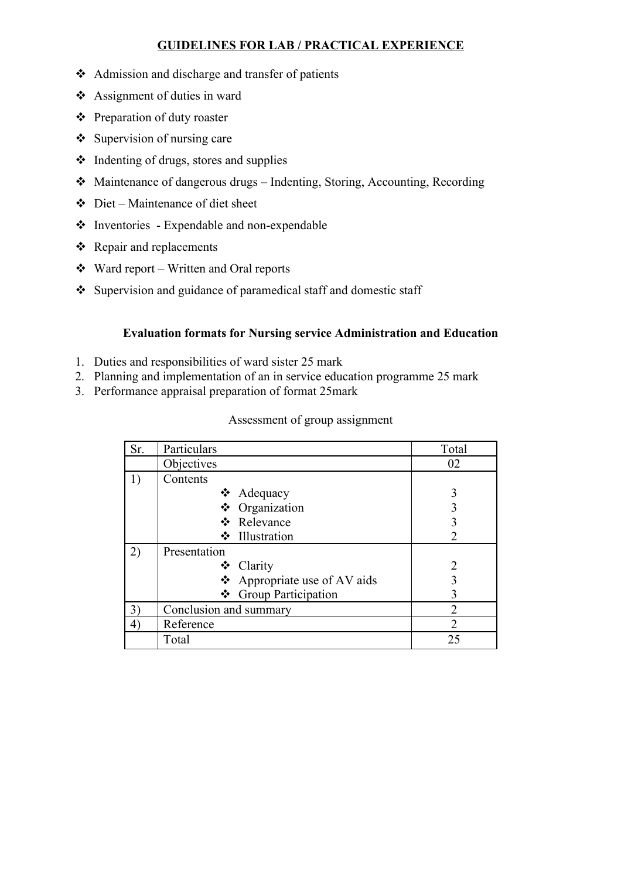## GUIDELINES FOR LAB / PRACTICAL EXPERIENCE

- Admission and discharge and transfer of patients
- Assignment of duties in ward
- Preparation of duty roaster
- Supervision of nursing care
- Indenting of drugs, stores and supplies
- Maintenance of dangerous drugs – Indenting, Storing, Accounting, Recording
- Diet – Maintenance of diet sheet
- Inventories - Expendable and non-expendable
- Repair and replacements
- Ward report – Written and Oral reports
- Supervision and guidance of paramedical staff and domestic staff

### Evaluation formats for Nursing service Administration and Education

1. Duties and responsibilities of ward sister 25 mark
2. Planning and implementation of an in service education programme 25 mark
3. Performance appraisal preparation of format 25mark

Assessment of group assignment

| Sr. | Particulars | Total |
|---|---|---|
| | Objectives | 02 |
| 1) | Contents | |
| | Adequacy | 3 |
| | Organization | 3 |
| | Relevance | 3 |
| | Illustration | 2 |
| 2) | Presentation | |
| | Clarity | 2 |
| | Appropriate use of AV aids | 3 |
| | Group Participation | 3 |
| 3) | Conclusion and summary | 2 |
| 4) | Reference | 2 |
| | Total | 25 |